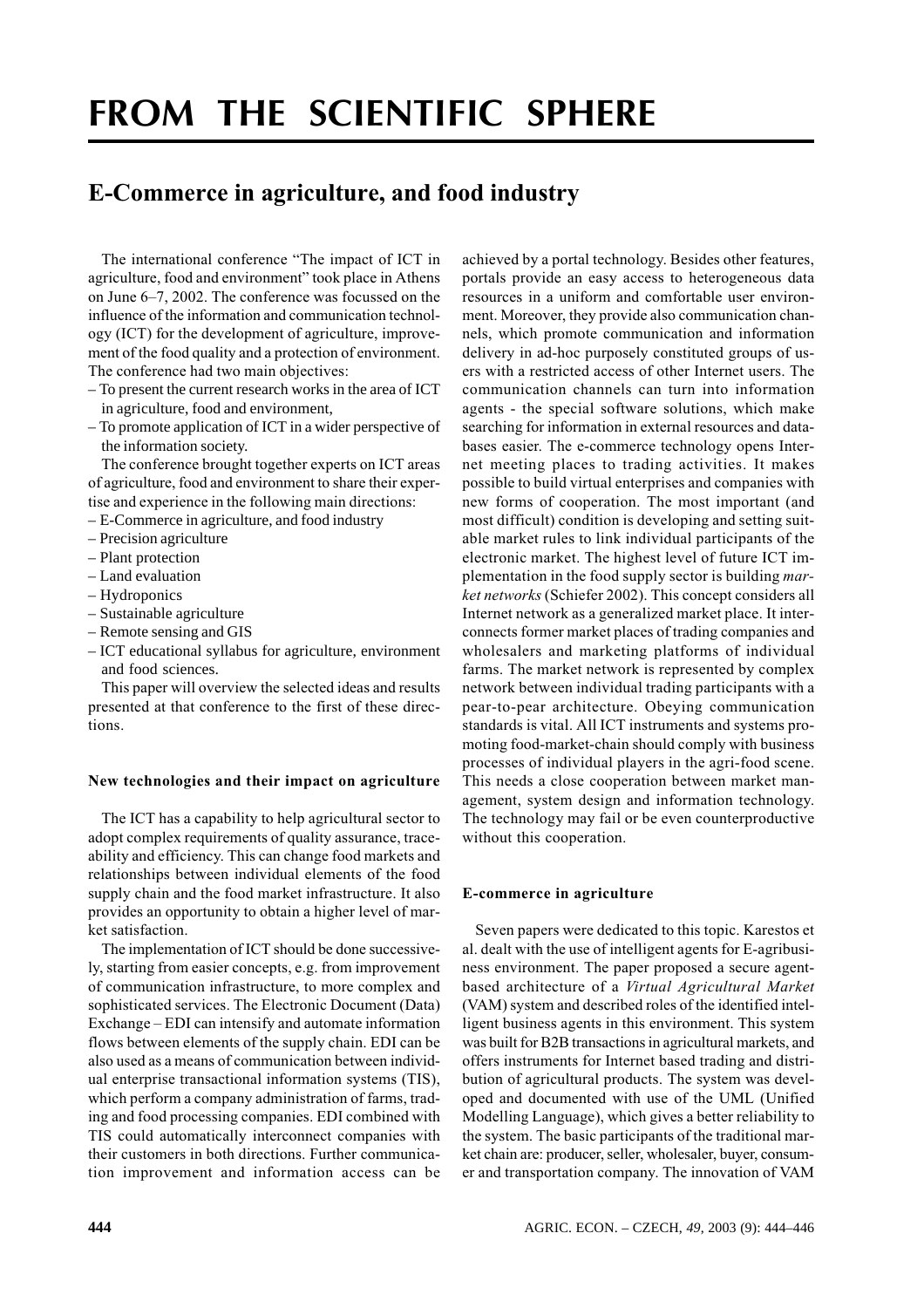# FROM THE SCIENTIFIC SPHERE

## E-Commerce in agriculture, and food industry

The international conference "The impact of ICT in agriculture, food and environment" took place in Athens on June 6–7, 2002. The conference was focussed on the influence of the information and communication technology (ICT) for the development of agriculture, improvement of the food quality and a protection of environment. The conference had two main objectives:

– To present the current research works in the area of ICT in agriculture, food and environment,
– To promote application of ICT in a wider perspective of the information society.

The conference brought together experts on ICT areas of agriculture, food and environment to share their expertise and experience in the following main directions:

– E-Commerce in agriculture, and food industry
– Precision agriculture
– Plant protection
– Land evaluation
– Hydroponics
– Sustainable agriculture
– Remote sensing and GIS
– ICT educational syllabus for agriculture, environment and food sciences.

This paper will overview the selected ideas and results presented at that conference to the first of these directions.

#### New technologies and their impact on agriculture

The ICT has a capability to help agricultural sector to adopt complex requirements of quality assurance, traceability and efficiency. This can change food markets and relationships between individual elements of the food supply chain and the food market infrastructure. It also provides an opportunity to obtain a higher level of market satisfaction.

The implementation of ICT should be done successively, starting from easier concepts, e.g. from improvement of communication infrastructure, to more complex and sophisticated services. The Electronic Document (Data) Exchange – EDI can intensify and automate information flows between elements of the supply chain. EDI can be also used as a means of communication between individual enterprise transactional information systems (TIS), which perform a company administration of farms, trading and food processing companies. EDI combined with TIS could automatically interconnect companies with their customers in both directions. Further communication improvement and information access can be achieved by a portal technology. Besides other features, portals provide an easy access to heterogeneous data resources in a uniform and comfortable user environment. Moreover, they provide also communication channels, which promote communication and information delivery in ad-hoc purposely constituted groups of users with a restricted access of other Internet users. The communication channels can turn into information agents - the special software solutions, which make searching for information in external resources and databases easier. The e-commerce technology opens Internet meeting places to trading activities. It makes possible to build virtual enterprises and companies with new forms of cooperation. The most important (and most difficult) condition is developing and setting suitable market rules to link individual participants of the electronic market. The highest level of future ICT implementation in the food supply sector is building *market networks* (Schiefer 2002). This concept considers all Internet network as a generalized market place. It interconnects former market places of trading companies and wholesalers and marketing platforms of individual farms. The market network is represented by complex network between individual trading participants with a pear-to-pear architecture. Obeying communication standards is vital. All ICT instruments and systems promoting food-market-chain should comply with business processes of individual players in the agri-food scene. This needs a close cooperation between market management, system design and information technology. The technology may fail or be even counterproductive without this cooperation.

#### E-commerce in agriculture

Seven papers were dedicated to this topic. Karestos et al. dealt with the use of intelligent agents for E-agribusiness environment. The paper proposed a secure agent-based architecture of a *Virtual Agricultural Market* (VAM) system and described roles of the identified intelligent business agents in this environment. This system was built for B2B transactions in agricultural markets, and offers instruments for Internet based trading and distribution of agricultural products. The system was developed and documented with use of the UML (Unified Modelling Language), which gives a better reliability to the system. The basic participants of the traditional market chain are: producer, seller, wholesaler, buyer, consumer and transportation company. The innovation of VAM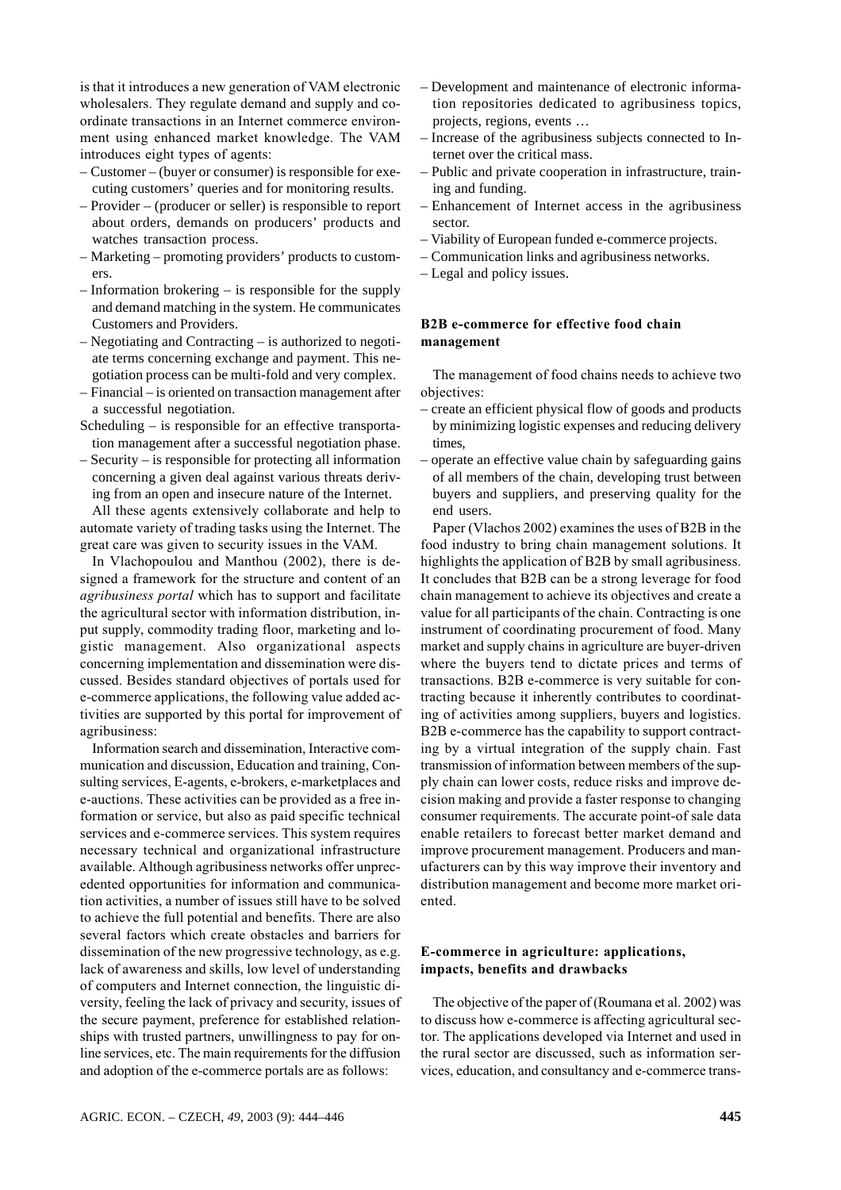is that it introduces a new generation of VAM electronic wholesalers. They regulate demand and supply and coordinate transactions in an Internet commerce environment using enhanced market knowledge. The VAM introduces eight types of agents:

– Customer – (buyer or consumer) is responsible for executing customers' queries and for monitoring results.
– Provider – (producer or seller) is responsible to report about orders, demands on producers' products and watches transaction process.
– Marketing – promoting providers' products to customers.
– Information brokering – is responsible for the supply and demand matching in the system. He communicates Customers and Providers.
– Negotiating and Contracting – is authorized to negotiate terms concerning exchange and payment. This negotiation process can be multi-fold and very complex.
– Financial – is oriented on transaction management after a successful negotiation.

Scheduling – is responsible for an effective transportation management after a successful negotiation phase.

– Security – is responsible for protecting all information concerning a given deal against various threats deriving from an open and insecure nature of the Internet.

All these agents extensively collaborate and help to automate variety of trading tasks using the Internet. The great care was given to security issues in the VAM.

In Vlachopoulou and Manthou (2002), there is designed a framework for the structure and content of an *agribusiness portal* which has to support and facilitate the agricultural sector with information distribution, input supply, commodity trading floor, marketing and logistic management. Also organizational aspects concerning implementation and dissemination were discussed. Besides standard objectives of portals used for e-commerce applications, the following value added activities are supported by this portal for improvement of agribusiness:

Information search and dissemination, Interactive communication and discussion, Education and training, Consulting services, E-agents, e-brokers, e-marketplaces and e-auctions. These activities can be provided as a free information or service, but also as paid specific technical services and e-commerce services. This system requires necessary technical and organizational infrastructure available. Although agribusiness networks offer unprecedented opportunities for information and communication activities, a number of issues still have to be solved to achieve the full potential and benefits. There are also several factors which create obstacles and barriers for dissemination of the new progressive technology, as e.g. lack of awareness and skills, low level of understanding of computers and Internet connection, the linguistic diversity, feeling the lack of privacy and security, issues of the secure payment, preference for established relationships with trusted partners, unwillingness to pay for online services, etc. The main requirements for the diffusion and adoption of the e-commerce portals are as follows:

– Development and maintenance of electronic information repositories dedicated to agribusiness topics, projects, regions, events …
– Increase of the agribusiness subjects connected to Internet over the critical mass.
– Public and private cooperation in infrastructure, training and funding.
– Enhancement of Internet access in the agribusiness sector.
– Viability of European funded e-commerce projects.
– Communication links and agribusiness networks.
– Legal and policy issues.

## B2B e-commerce for effective food chain management

The management of food chains needs to achieve two objectives:

– create an efficient physical flow of goods and products by minimizing logistic expenses and reducing delivery times,
– operate an effective value chain by safeguarding gains of all members of the chain, developing trust between buyers and suppliers, and preserving quality for the end users.

Paper (Vlachos 2002) examines the uses of B2B in the food industry to bring chain management solutions. It highlights the application of B2B by small agribusiness. It concludes that B2B can be a strong leverage for food chain management to achieve its objectives and create a value for all participants of the chain. Contracting is one instrument of coordinating procurement of food. Many market and supply chains in agriculture are buyer-driven where the buyers tend to dictate prices and terms of transactions. B2B e-commerce is very suitable for contracting because it inherently contributes to coordinating of activities among suppliers, buyers and logistics. B2B e-commerce has the capability to support contracting by a virtual integration of the supply chain. Fast transmission of information between members of the supply chain can lower costs, reduce risks and improve decision making and provide a faster response to changing consumer requirements. The accurate point-of sale data enable retailers to forecast better market demand and improve procurement management. Producers and manufacturers can by this way improve their inventory and distribution management and become more market oriented.

## E-commerce in agriculture: applications, impacts, benefits and drawbacks

The objective of the paper of (Roumana et al. 2002) was to discuss how e-commerce is affecting agricultural sector. The applications developed via Internet and used in the rural sector are discussed, such as information services, education, and consultancy and e-commerce trans-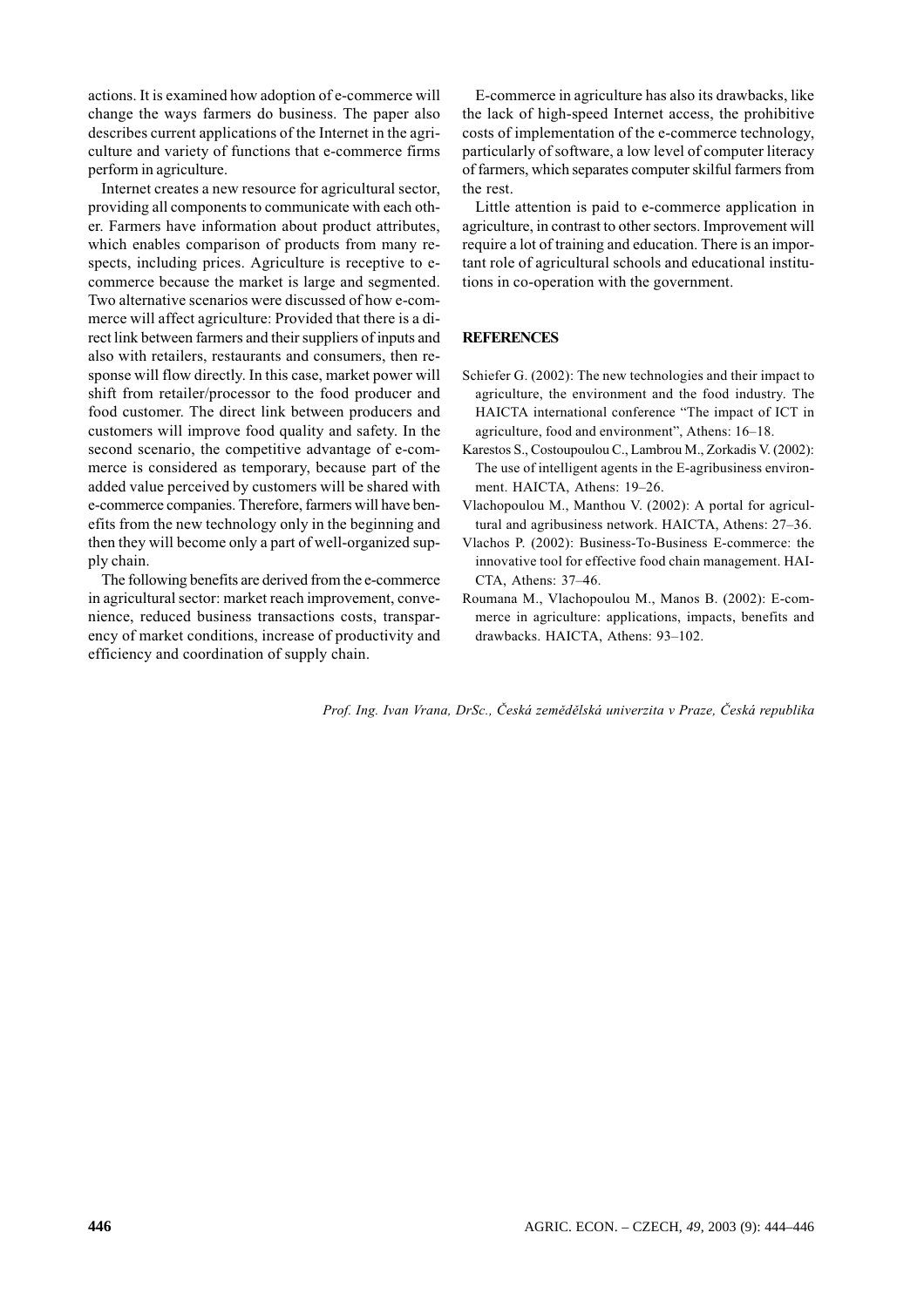actions. It is examined how adoption of e-commerce will change the ways farmers do business. The paper also describes current applications of the Internet in the agriculture and variety of functions that e-commerce firms perform in agriculture.

Internet creates a new resource for agricultural sector, providing all components to communicate with each other. Farmers have information about product attributes, which enables comparison of products from many respects, including prices. Agriculture is receptive to e-commerce because the market is large and segmented. Two alternative scenarios were discussed of how e-commerce will affect agriculture: Provided that there is a direct link between farmers and their suppliers of inputs and also with retailers, restaurants and consumers, then response will flow directly. In this case, market power will shift from retailer/processor to the food producer and food customer. The direct link between producers and customers will improve food quality and safety. In the second scenario, the competitive advantage of e-commerce is considered as temporary, because part of the added value perceived by customers will be shared with e-commerce companies. Therefore, farmers will have benefits from the new technology only in the beginning and then they will become only a part of well-organized supply chain.

The following benefits are derived from the e-commerce in agricultural sector: market reach improvement, convenience, reduced business transactions costs, transparency of market conditions, increase of productivity and efficiency and coordination of supply chain.

E-commerce in agriculture has also its drawbacks, like the lack of high-speed Internet access, the prohibitive costs of implementation of the e-commerce technology, particularly of software, a low level of computer literacy of farmers, which separates computer skilful farmers from the rest.

Little attention is paid to e-commerce application in agriculture, in contrast to other sectors. Improvement will require a lot of training and education. There is an important role of agricultural schools and educational institutions in co-operation with the government.

## REFERENCES

Schiefer G. (2002): The new technologies and their impact to agriculture, the environment and the food industry. The HAICTA international conference "The impact of ICT in agriculture, food and environment", Athens: 16–18.

Karestos S., Costoupoulou C., Lambrou M., Zorkadis V. (2002): The use of intelligent agents in the E-agribusiness environment. HAICTA, Athens: 19–26.

Vlachopoulou M., Manthou V. (2002): A portal for agricultural and agribusiness network. HAICTA, Athens: 27–36.

Vlachos P. (2002): Business-To-Business E-commerce: the innovative tool for effective food chain management. HAICTA, Athens: 37–46.

Roumana M., Vlachopoulou M., Manos B. (2002): E-commerce in agriculture: applications, impacts, benefits and drawbacks. HAICTA, Athens: 93–102.

*Prof. Ing. Ivan Vrana, DrSc., Česká zemědělská univerzita v Praze, Česká republika*